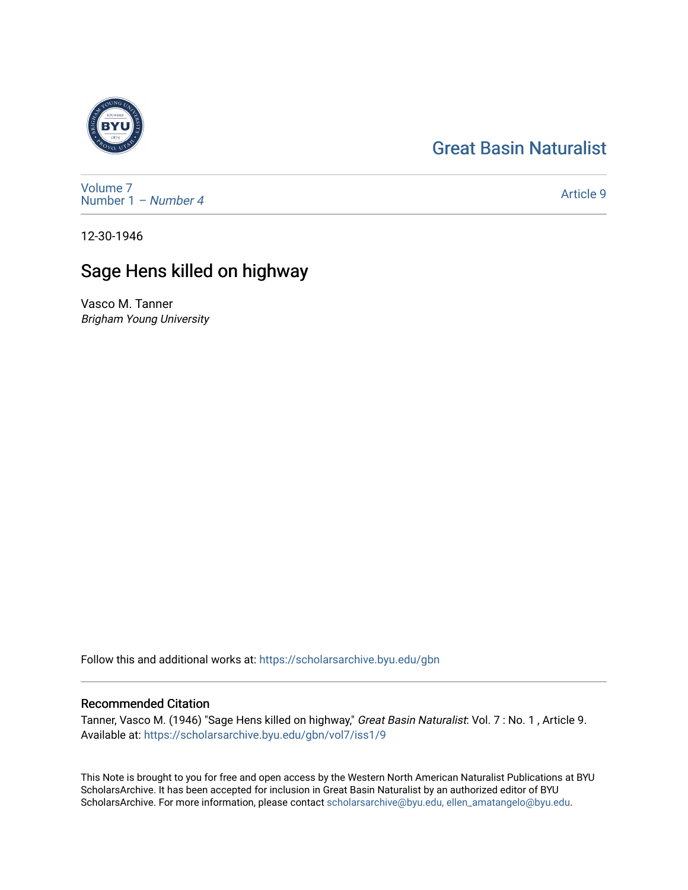Great Basin Naturalist

Volume 7
Number 1 – *Number 4*

Article 9

12-30-1946

# Sage Hens killed on highway

Vasco M. Tanner
*Brigham Young University*

Follow this and additional works at: https://scholarsarchive.byu.edu/gbn

## Recommended Citation

Tanner, Vasco M. (1946) "Sage Hens killed on highway," *Great Basin Naturalist*: Vol. 7 : No. 1 , Article 9.
Available at: https://scholarsarchive.byu.edu/gbn/vol7/iss1/9

This Note is brought to you for free and open access by the Western North American Naturalist Publications at BYU ScholarsArchive. It has been accepted for inclusion in Great Basin Naturalist by an authorized editor of BYU ScholarsArchive. For more information, please contact scholarsarchive@byu.edu, ellen_amatangelo@byu.edu.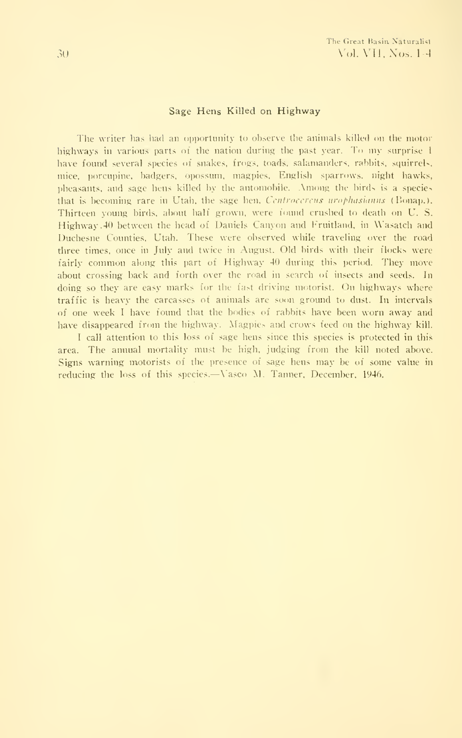## Sage Hens Killed on Highway

The writer has had an opportunity to observe the animals killed on the motor highways in various parts of the nation during the past year. To my surprise I have found several species of snakes, frogs, toads, salamanders, rabbits, squirrels, mice, porcupine, badgers, opossum, magpies, English sparrows, night hawks, pheasants, and sage hens killed by the automobile. Among the birds is a species that is becoming rare in Utah, the sage hen, *Centrocercus urophasianus* (Bonap.). Thirteen young birds, about half grown, were found crushed to death on U. S. Highway 40 between the head of Daniels Canyon and Fruitland, in Wasatch and Duchesne Counties, Utah. These were observed while traveling over the road three times, once in July and twice in August. Old birds with their flocks were fairly common along this part of Highway 40 during this period. They move about crossing back and forth over the road in search of insects and seeds. In doing so they are easy marks for the fast driving motorist. On highways where traffic is heavy the carcasses of animals are soon ground to dust. In intervals of one week I have found that the bodies of rabbits have been worn away and have disappeared from the highway. Magpies and crows feed on the highway kill.

I call attention to this loss of sage hens since this species is protected in this area. The annual mortality must be high, judging from the kill noted above. Signs warning motorists of the presence of sage hens may be of some value in reducing the loss of this species.—Vasco M. Tanner, December, 1946.